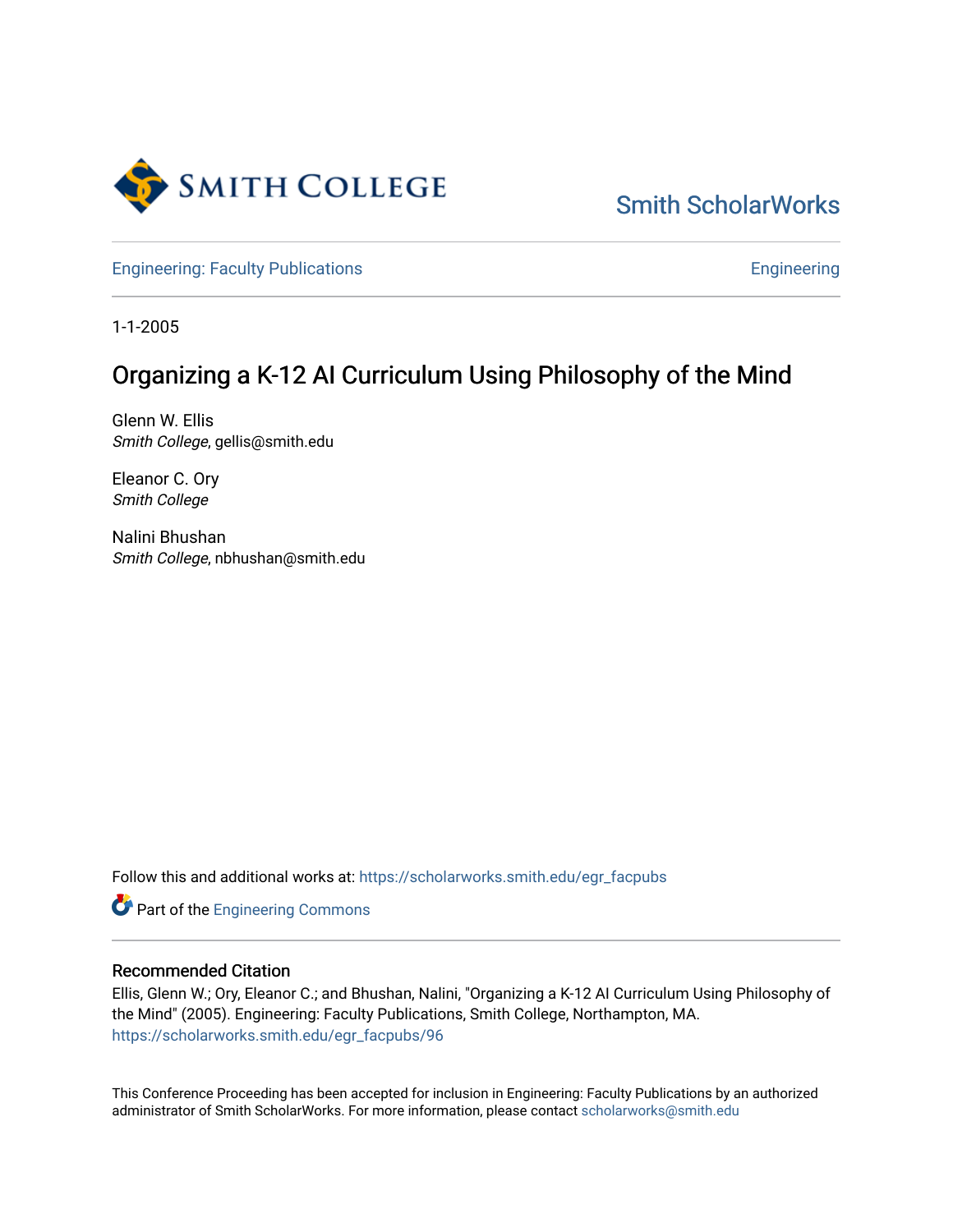Smith College

Smith ScholarWorks

Engineering: Faculty Publications

Engineering

1-1-2005

# Organizing a K-12 AI Curriculum Using Philosophy of the Mind

Glenn W. Ellis
*Smith College*, gellis@smith.edu

Eleanor C. Ory
*Smith College*

Nalini Bhushan
*Smith College*, nbhushan@smith.edu

Follow this and additional works at: https://scholarworks.smith.edu/egr_facpubs

Part of the Engineering Commons

## Recommended Citation

Ellis, Glenn W.; Ory, Eleanor C.; and Bhushan, Nalini, "Organizing a K-12 AI Curriculum Using Philosophy of the Mind" (2005). Engineering: Faculty Publications, Smith College, Northampton, MA.
https://scholarworks.smith.edu/egr_facpubs/96

This Conference Proceeding has been accepted for inclusion in Engineering: Faculty Publications by an authorized administrator of Smith ScholarWorks. For more information, please contact scholarworks@smith.edu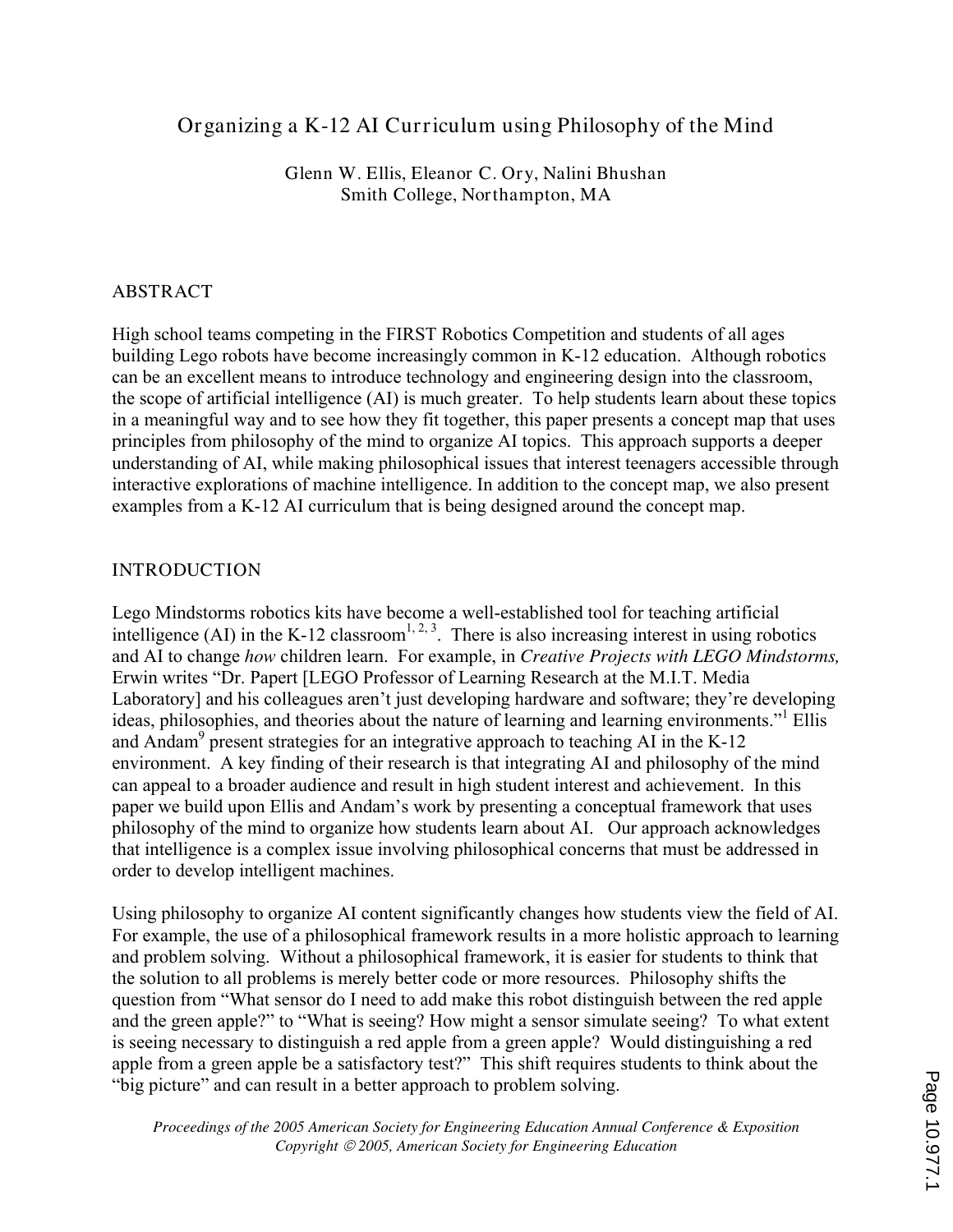# Organizing a K-12 AI Curriculum using Philosophy of the Mind

Glenn W. Ellis, Eleanor C. Ory, Nalini Bhushan
Smith College, Northampton, MA

## ABSTRACT

High school teams competing in the FIRST Robotics Competition and students of all ages building Lego robots have become increasingly common in K-12 education. Although robotics can be an excellent means to introduce technology and engineering design into the classroom, the scope of artificial intelligence (AI) is much greater. To help students learn about these topics in a meaningful way and to see how they fit together, this paper presents a concept map that uses principles from philosophy of the mind to organize AI topics. This approach supports a deeper understanding of AI, while making philosophical issues that interest teenagers accessible through interactive explorations of machine intelligence. In addition to the concept map, we also present examples from a K-12 AI curriculum that is being designed around the concept map.

## INTRODUCTION

Lego Mindstorms robotics kits have become a well-established tool for teaching artificial intelligence (AI) in the K-12 classroom[1, 2, 3]. There is also increasing interest in using robotics and AI to change *how* children learn. For example, in *Creative Projects with LEGO Mindstorms,* Erwin writes "Dr. Papert [LEGO Professor of Learning Research at the M.I.T. Media Laboratory] and his colleagues aren't just developing hardware and software; they're developing ideas, philosophies, and theories about the nature of learning and learning environments."[1] Ellis and Andam[9] present strategies for an integrative approach to teaching AI in the K-12 environment. A key finding of their research is that integrating AI and philosophy of the mind can appeal to a broader audience and result in high student interest and achievement. In this paper we build upon Ellis and Andam's work by presenting a conceptual framework that uses philosophy of the mind to organize how students learn about AI. Our approach acknowledges that intelligence is a complex issue involving philosophical concerns that must be addressed in order to develop intelligent machines.

Using philosophy to organize AI content significantly changes how students view the field of AI. For example, the use of a philosophical framework results in a more holistic approach to learning and problem solving. Without a philosophical framework, it is easier for students to think that the solution to all problems is merely better code or more resources. Philosophy shifts the question from "What sensor do I need to add make this robot distinguish between the red apple and the green apple?" to "What is seeing? How might a sensor simulate seeing? To what extent is seeing necessary to distinguish a red apple from a green apple? Would distinguishing a red apple from a green apple be a satisfactory test?" This shift requires students to think about the "big picture" and can result in a better approach to problem solving.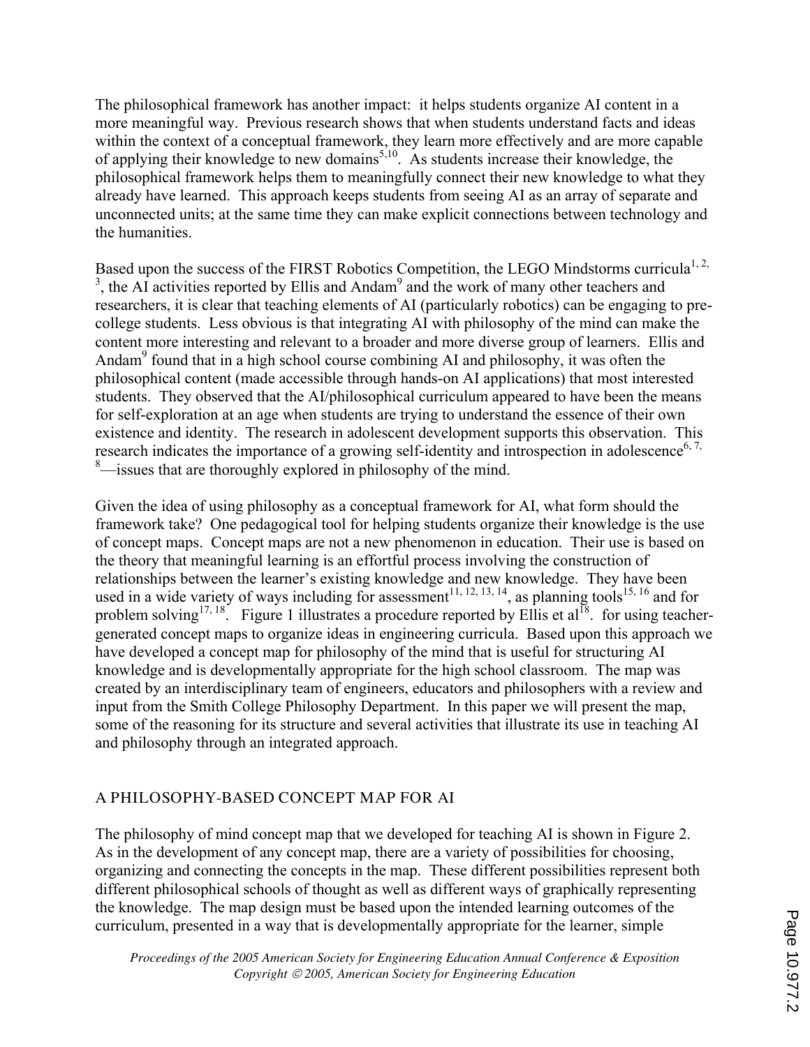The philosophical framework has another impact: it helps students organize AI content in a more meaningful way. Previous research shows that when students understand facts and ideas within the context of a conceptual framework, they learn more effectively and are more capable of applying their knowledge to new domains[5,10]. As students increase their knowledge, the philosophical framework helps them to meaningfully connect their new knowledge to what they already have learned. This approach keeps students from seeing AI as an array of separate and unconnected units; at the same time they can make explicit connections between technology and the humanities.

Based upon the success of the FIRST Robotics Competition, the LEGO Mindstorms curricula[1, 2, 3], the AI activities reported by Ellis and Andam[9] and the work of many other teachers and researchers, it is clear that teaching elements of AI (particularly robotics) can be engaging to pre-college students. Less obvious is that integrating AI with philosophy of the mind can make the content more interesting and relevant to a broader and more diverse group of learners. Ellis and Andam[9] found that in a high school course combining AI and philosophy, it was often the philosophical content (made accessible through hands-on AI applications) that most interested students. They observed that the AI/philosophical curriculum appeared to have been the means for self-exploration at an age when students are trying to understand the essence of their own existence and identity. The research in adolescent development supports this observation. This research indicates the importance of a growing self-identity and introspection in adolescence[6, 7, 8]—issues that are thoroughly explored in philosophy of the mind.

Given the idea of using philosophy as a conceptual framework for AI, what form should the framework take? One pedagogical tool for helping students organize their knowledge is the use of concept maps. Concept maps are not a new phenomenon in education. Their use is based on the theory that meaningful learning is an effortful process involving the construction of relationships between the learner's existing knowledge and new knowledge. They have been used in a wide variety of ways including for assessment[11, 12, 13, 14], as planning tools[15, 16] and for problem solving[17, 18]. Figure 1 illustrates a procedure reported by Ellis et al[18]. for using teacher-generated concept maps to organize ideas in engineering curricula. Based upon this approach we have developed a concept map for philosophy of the mind that is useful for structuring AI knowledge and is developmentally appropriate for the high school classroom. The map was created by an interdisciplinary team of engineers, educators and philosophers with a review and input from the Smith College Philosophy Department. In this paper we will present the map, some of the reasoning for its structure and several activities that illustrate its use in teaching AI and philosophy through an integrated approach.

## A PHILOSOPHY-BASED CONCEPT MAP FOR AI

The philosophy of mind concept map that we developed for teaching AI is shown in Figure 2. As in the development of any concept map, there are a variety of possibilities for choosing, organizing and connecting the concepts in the map. These different possibilities represent both different philosophical schools of thought as well as different ways of graphically representing the knowledge. The map design must be based upon the intended learning outcomes of the curriculum, presented in a way that is developmentally appropriate for the learner, simple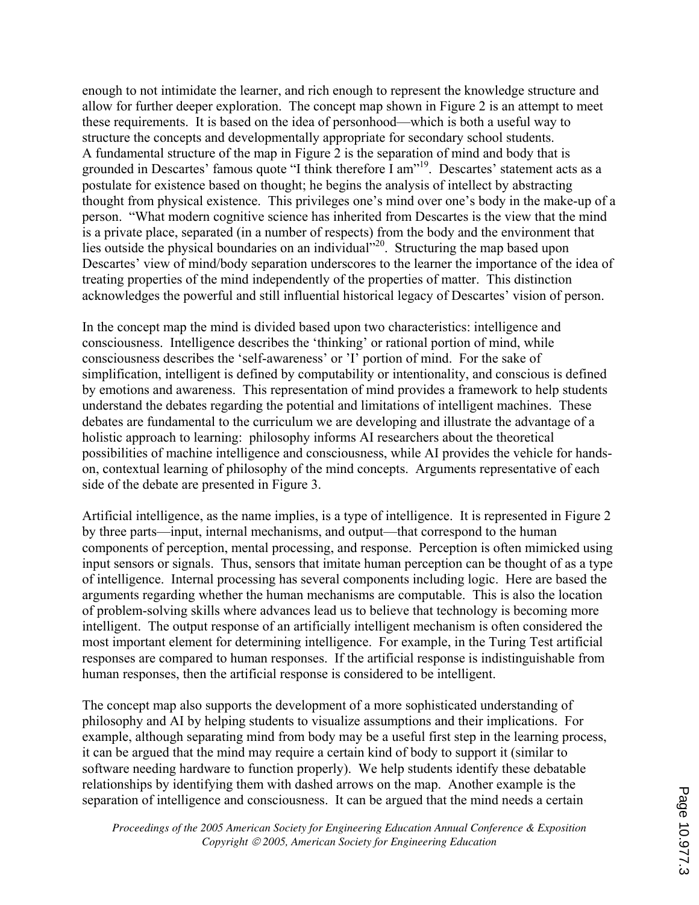enough to not intimidate the learner, and rich enough to represent the knowledge structure and allow for further deeper exploration. The concept map shown in Figure 2 is an attempt to meet these requirements. It is based on the idea of personhood—which is both a useful way to structure the concepts and developmentally appropriate for secondary school students.
A fundamental structure of the map in Figure 2 is the separation of mind and body that is grounded in Descartes' famous quote "I think therefore I am"[19]. Descartes' statement acts as a postulate for existence based on thought; he begins the analysis of intellect by abstracting thought from physical existence. This privileges one's mind over one's body in the make-up of a person. "What modern cognitive science has inherited from Descartes is the view that the mind is a private place, separated (in a number of respects) from the body and the environment that lies outside the physical boundaries on an individual"[20]. Structuring the map based upon Descartes' view of mind/body separation underscores to the learner the importance of the idea of treating properties of the mind independently of the properties of matter. This distinction acknowledges the powerful and still influential historical legacy of Descartes' vision of person.

In the concept map the mind is divided based upon two characteristics: intelligence and consciousness. Intelligence describes the 'thinking' or rational portion of mind, while consciousness describes the 'self-awareness' or 'I' portion of mind. For the sake of simplification, intelligent is defined by computability or intentionality, and conscious is defined by emotions and awareness. This representation of mind provides a framework to help students understand the debates regarding the potential and limitations of intelligent machines. These debates are fundamental to the curriculum we are developing and illustrate the advantage of a holistic approach to learning: philosophy informs AI researchers about the theoretical possibilities of machine intelligence and consciousness, while AI provides the vehicle for hands-on, contextual learning of philosophy of the mind concepts. Arguments representative of each side of the debate are presented in Figure 3.

Artificial intelligence, as the name implies, is a type of intelligence. It is represented in Figure 2 by three parts—input, internal mechanisms, and output—that correspond to the human components of perception, mental processing, and response. Perception is often mimicked using input sensors or signals. Thus, sensors that imitate human perception can be thought of as a type of intelligence. Internal processing has several components including logic. Here are based the arguments regarding whether the human mechanisms are computable. This is also the location of problem-solving skills where advances lead us to believe that technology is becoming more intelligent. The output response of an artificially intelligent mechanism is often considered the most important element for determining intelligence. For example, in the Turing Test artificial responses are compared to human responses. If the artificial response is indistinguishable from human responses, then the artificial response is considered to be intelligent.

The concept map also supports the development of a more sophisticated understanding of philosophy and AI by helping students to visualize assumptions and their implications. For example, although separating mind from body may be a useful first step in the learning process, it can be argued that the mind may require a certain kind of body to support it (similar to software needing hardware to function properly). We help students identify these debatable relationships by identifying them with dashed arrows on the map. Another example is the separation of intelligence and consciousness. It can be argued that the mind needs a certain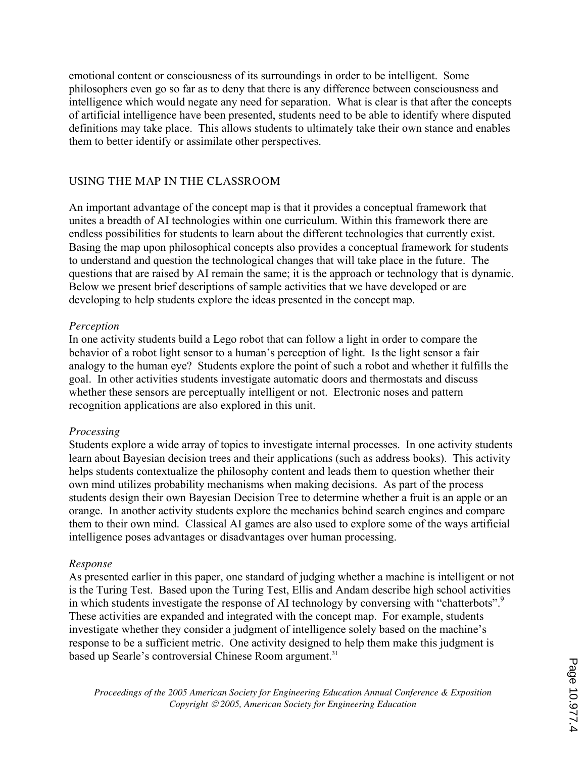emotional content or consciousness of its surroundings in order to be intelligent. Some philosophers even go so far as to deny that there is any difference between consciousness and intelligence which would negate any need for separation. What is clear is that after the concepts of artificial intelligence have been presented, students need to be able to identify where disputed definitions may take place. This allows students to ultimately take their own stance and enables them to better identify or assimilate other perspectives.

## USING THE MAP IN THE CLASSROOM

An important advantage of the concept map is that it provides a conceptual framework that unites a breadth of AI technologies within one curriculum. Within this framework there are endless possibilities for students to learn about the different technologies that currently exist. Basing the map upon philosophical concepts also provides a conceptual framework for students to understand and question the technological changes that will take place in the future. The questions that are raised by AI remain the same; it is the approach or technology that is dynamic. Below we present brief descriptions of sample activities that we have developed or are developing to help students explore the ideas presented in the concept map.

### *Perception*

In one activity students build a Lego robot that can follow a light in order to compare the behavior of a robot light sensor to a human's perception of light. Is the light sensor a fair analogy to the human eye? Students explore the point of such a robot and whether it fulfills the goal. In other activities students investigate automatic doors and thermostats and discuss whether these sensors are perceptually intelligent or not. Electronic noses and pattern recognition applications are also explored in this unit.

### *Processing*

Students explore a wide array of topics to investigate internal processes. In one activity students learn about Bayesian decision trees and their applications (such as address books). This activity helps students contextualize the philosophy content and leads them to question whether their own mind utilizes probability mechanisms when making decisions. As part of the process students design their own Bayesian Decision Tree to determine whether a fruit is an apple or an orange. In another activity students explore the mechanics behind search engines and compare them to their own mind. Classical AI games are also used to explore some of the ways artificial intelligence poses advantages or disadvantages over human processing.

### *Response*

As presented earlier in this paper, one standard of judging whether a machine is intelligent or not is the Turing Test. Based upon the Turing Test, Ellis and Andam describe high school activities in which students investigate the response of AI technology by conversing with "chatterbots".[9] These activities are expanded and integrated with the concept map. For example, students investigate whether they consider a judgment of intelligence solely based on the machine's response to be a sufficient metric. One activity designed to help them make this judgment is based up Searle's controversial Chinese Room argument.[31]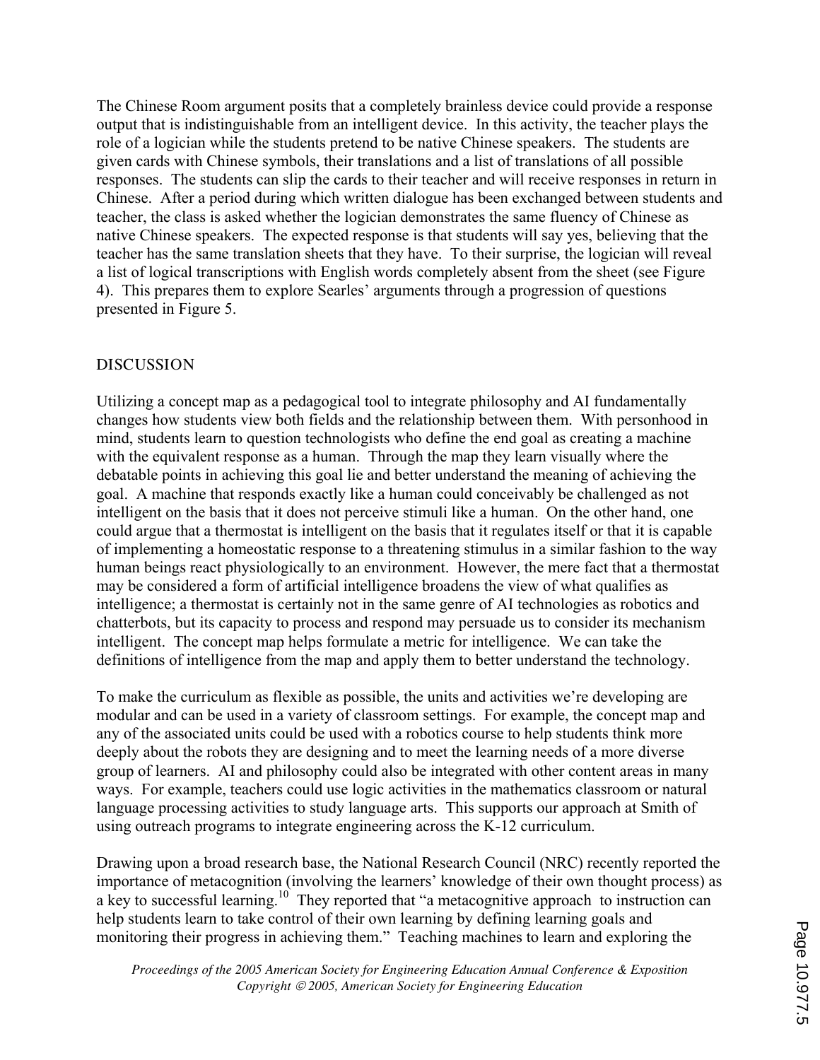The Chinese Room argument posits that a completely brainless device could provide a response output that is indistinguishable from an intelligent device. In this activity, the teacher plays the role of a logician while the students pretend to be native Chinese speakers. The students are given cards with Chinese symbols, their translations and a list of translations of all possible responses. The students can slip the cards to their teacher and will receive responses in return in Chinese. After a period during which written dialogue has been exchanged between students and teacher, the class is asked whether the logician demonstrates the same fluency of Chinese as native Chinese speakers. The expected response is that students will say yes, believing that the teacher has the same translation sheets that they have. To their surprise, the logician will reveal a list of logical transcriptions with English words completely absent from the sheet (see Figure 4). This prepares them to explore Searles' arguments through a progression of questions presented in Figure 5.

## DISCUSSION

Utilizing a concept map as a pedagogical tool to integrate philosophy and AI fundamentally changes how students view both fields and the relationship between them. With personhood in mind, students learn to question technologists who define the end goal as creating a machine with the equivalent response as a human. Through the map they learn visually where the debatable points in achieving this goal lie and better understand the meaning of achieving the goal. A machine that responds exactly like a human could conceivably be challenged as not intelligent on the basis that it does not perceive stimuli like a human. On the other hand, one could argue that a thermostat is intelligent on the basis that it regulates itself or that it is capable of implementing a homeostatic response to a threatening stimulus in a similar fashion to the way human beings react physiologically to an environment. However, the mere fact that a thermostat may be considered a form of artificial intelligence broadens the view of what qualifies as intelligence; a thermostat is certainly not in the same genre of AI technologies as robotics and chatterbots, but its capacity to process and respond may persuade us to consider its mechanism intelligent. The concept map helps formulate a metric for intelligence. We can take the definitions of intelligence from the map and apply them to better understand the technology.

To make the curriculum as flexible as possible, the units and activities we're developing are modular and can be used in a variety of classroom settings. For example, the concept map and any of the associated units could be used with a robotics course to help students think more deeply about the robots they are designing and to meet the learning needs of a more diverse group of learners. AI and philosophy could also be integrated with other content areas in many ways. For example, teachers could use logic activities in the mathematics classroom or natural language processing activities to study language arts. This supports our approach at Smith of using outreach programs to integrate engineering across the K-12 curriculum.

Drawing upon a broad research base, the National Research Council (NRC) recently reported the importance of metacognition (involving the learners' knowledge of their own thought process) as a key to successful learning.[10] They reported that "a metacognitive approach to instruction can help students learn to take control of their own learning by defining learning goals and monitoring their progress in achieving them." Teaching machines to learn and exploring the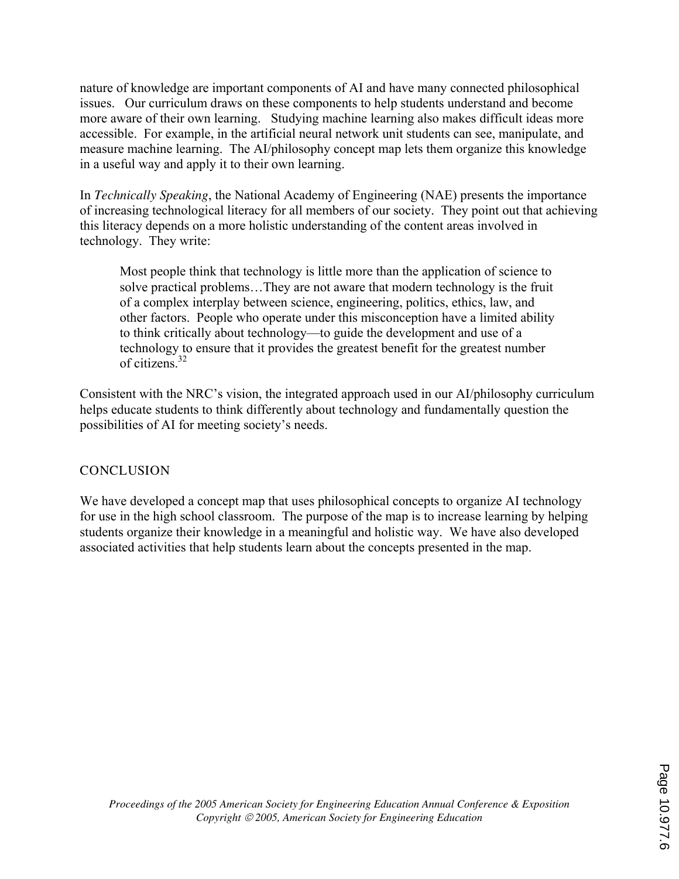nature of knowledge are important components of AI and have many connected philosophical issues. Our curriculum draws on these components to help students understand and become more aware of their own learning. Studying machine learning also makes difficult ideas more accessible. For example, in the artificial neural network unit students can see, manipulate, and measure machine learning. The AI/philosophy concept map lets them organize this knowledge in a useful way and apply it to their own learning.

In *Technically Speaking*, the National Academy of Engineering (NAE) presents the importance of increasing technological literacy for all members of our society. They point out that achieving this literacy depends on a more holistic understanding of the content areas involved in technology. They write:

> Most people think that technology is little more than the application of science to solve practical problems…They are not aware that modern technology is the fruit of a complex interplay between science, engineering, politics, ethics, law, and other factors. People who operate under this misconception have a limited ability to think critically about technology—to guide the development and use of a technology to ensure that it provides the greatest benefit for the greatest number of citizens.[32]

Consistent with the NRC's vision, the integrated approach used in our AI/philosophy curriculum helps educate students to think differently about technology and fundamentally question the possibilities of AI for meeting society's needs.

## CONCLUSION

We have developed a concept map that uses philosophical concepts to organize AI technology for use in the high school classroom. The purpose of the map is to increase learning by helping students organize their knowledge in a meaningful and holistic way. We have also developed associated activities that help students learn about the concepts presented in the map.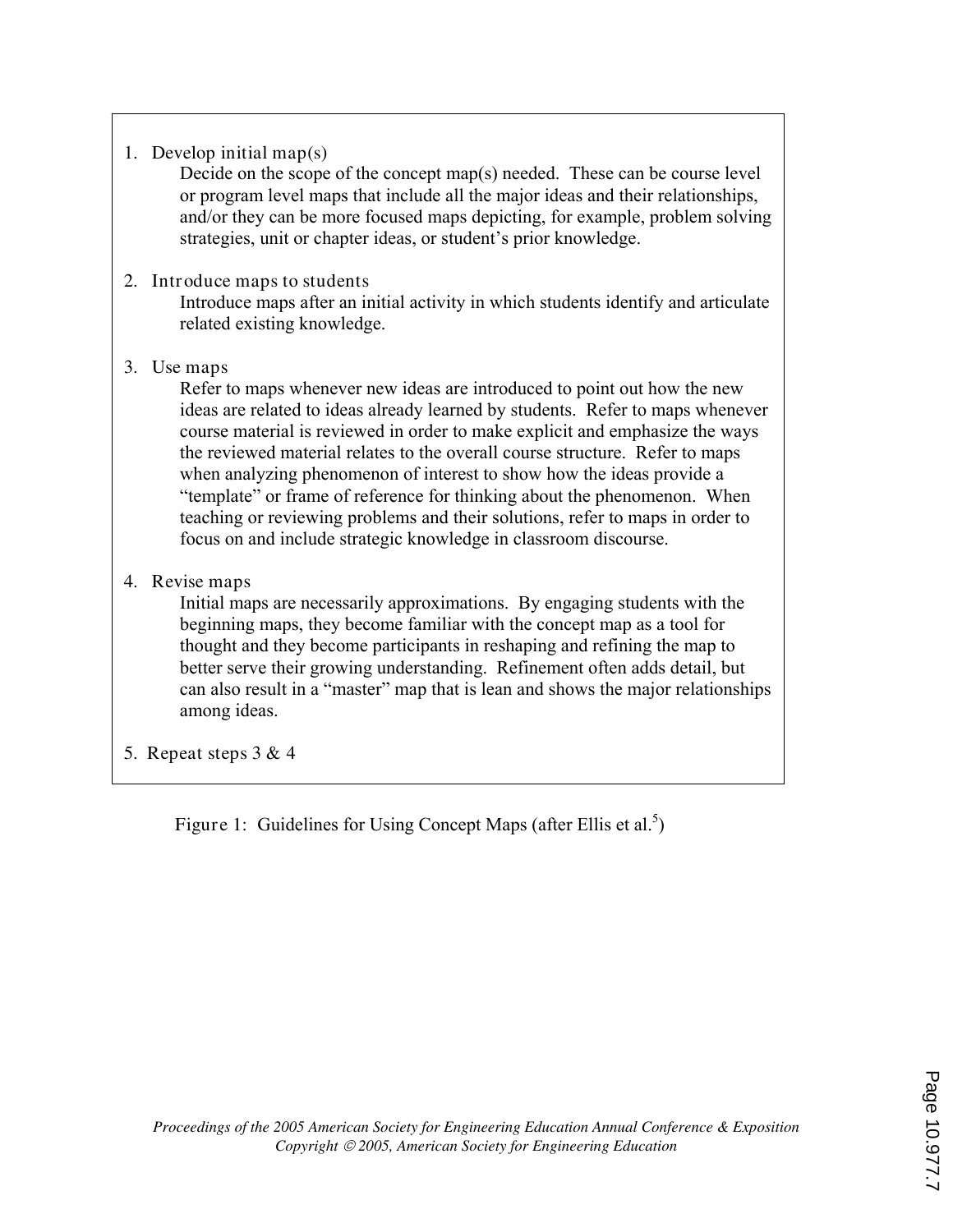1. Develop initial map(s)

   Decide on the scope of the concept map(s) needed. These can be course level or program level maps that include all the major ideas and their relationships, and/or they can be more focused maps depicting, for example, problem solving strategies, unit or chapter ideas, or student's prior knowledge.

2. Introduce maps to students

   Introduce maps after an initial activity in which students identify and articulate related existing knowledge.

3. Use maps

   Refer to maps whenever new ideas are introduced to point out how the new ideas are related to ideas already learned by students. Refer to maps whenever course material is reviewed in order to make explicit and emphasize the ways the reviewed material relates to the overall course structure. Refer to maps when analyzing phenomenon of interest to show how the ideas provide a "template" or frame of reference for thinking about the phenomenon. When teaching or reviewing problems and their solutions, refer to maps in order to focus on and include strategic knowledge in classroom discourse.

4. Revise maps

   Initial maps are necessarily approximations. By engaging students with the beginning maps, they become familiar with the concept map as a tool for thought and they become participants in reshaping and refining the map to better serve their growing understanding. Refinement often adds detail, but can also result in a "master" map that is lean and shows the major relationships among ideas.

5. Repeat steps 3 & 4

Figure 1: Guidelines for Using Concept Maps (after Ellis et al.[5])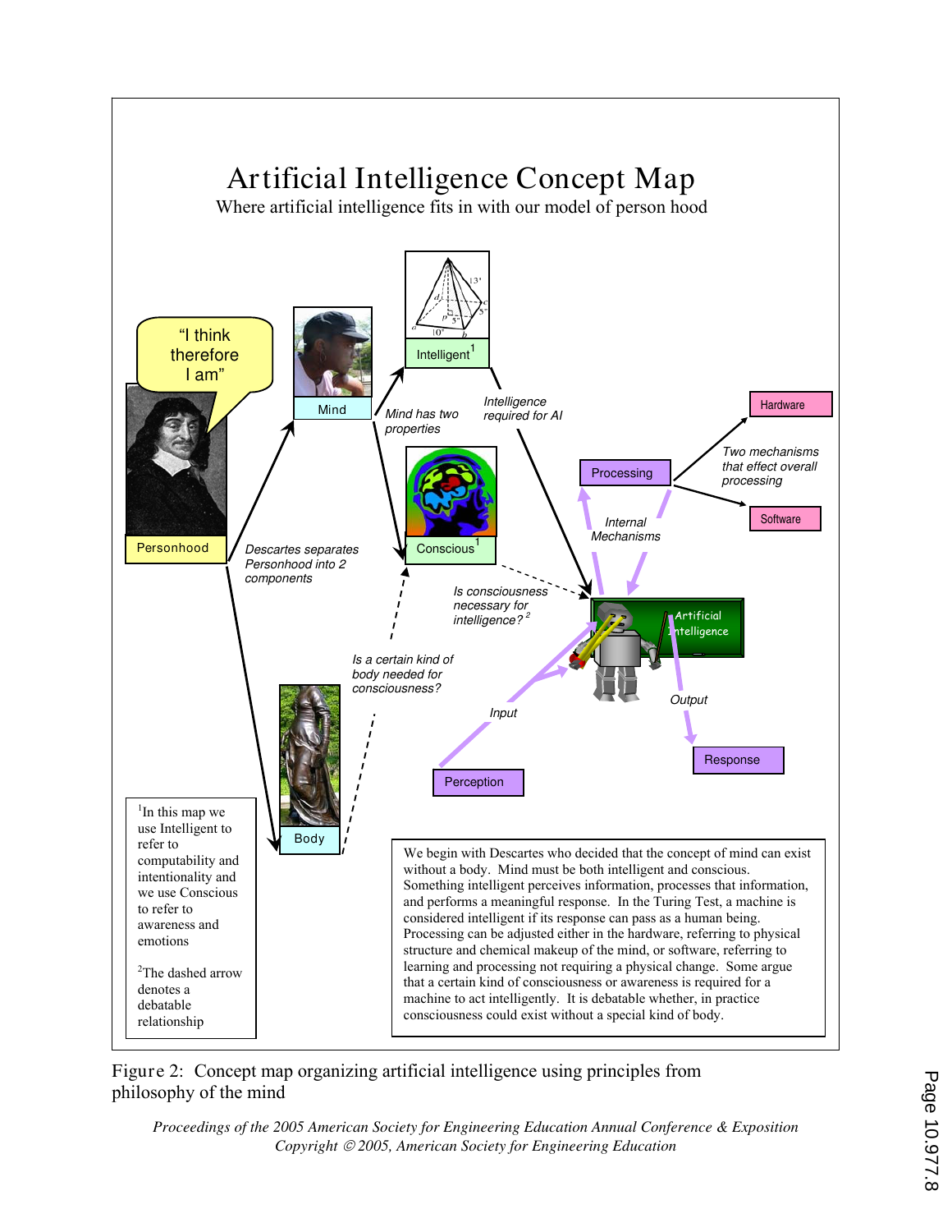# Artificial Intelligence Concept Map

Where artificial intelligence fits in with our model of person hood

"I think therefore I am"

Personhood

Descartes separates Personhood into 2 components

Mind

Mind has two properties

Intelligent[1]

Intelligence required for AI

Conscious[1]

Is consciousness necessary for intelligence?[2]

Body

Is a certain kind of body needed for consciousness?

Processing

Internal Mechanisms

Two mechanisms that effect overall processing

Hardware

Software

Artificial Intelligence

Input

Perception

Output

Response

[1]In this map we use Intelligent to refer to computability and intentionality and we use Conscious to refer to awareness and emotions

[2]The dashed arrow denotes a debatable relationship

We begin with Descartes who decided that the concept of mind can exist without a body. Mind must be both intelligent and conscious. Something intelligent perceives information, processes that information, and performs a meaningful response. In the Turing Test, a machine is considered intelligent if its response can pass as a human being. Processing can be adjusted either in the hardware, referring to physical structure and chemical makeup of the mind, or software, referring to learning and processing not requiring a physical change. Some argue that a certain kind of consciousness or awareness is required for a machine to act intelligently. It is debatable whether, in practice consciousness could exist without a special kind of body.

Figure 2: Concept map organizing artificial intelligence using principles from philosophy of the mind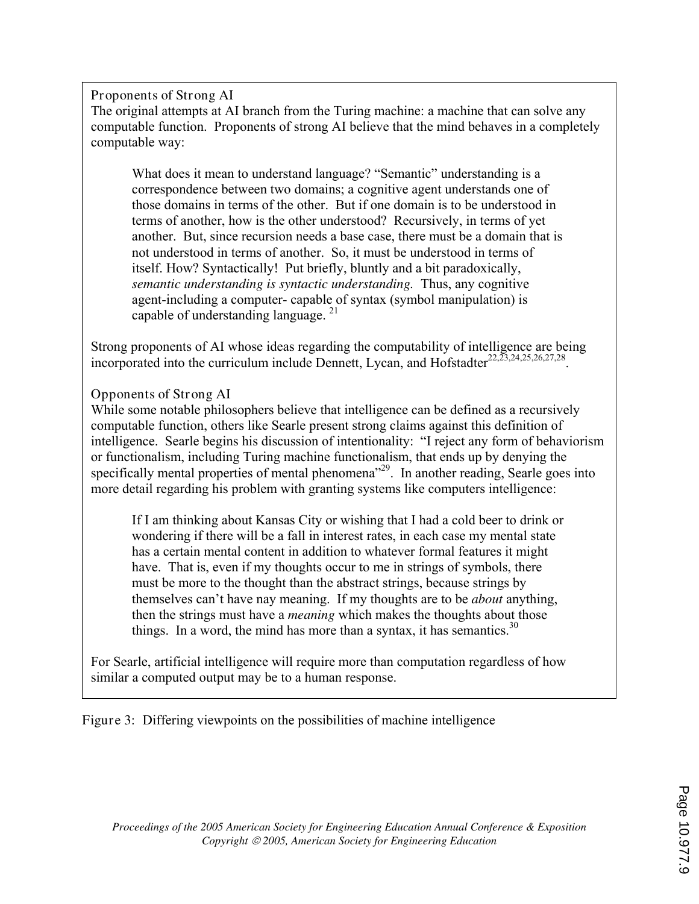### Proponents of Strong AI

The original attempts at AI branch from the Turing machine: a machine that can solve any computable function. Proponents of strong AI believe that the mind behaves in a completely computable way:

> What does it mean to understand language? "Semantic" understanding is a correspondence between two domains; a cognitive agent understands one of those domains in terms of the other. But if one domain is to be understood in terms of another, how is the other understood? Recursively, in terms of yet another. But, since recursion needs a base case, there must be a domain that is not understood in terms of another. So, it must be understood in terms of itself. How? Syntactically! Put briefly, bluntly and a bit paradoxically, *semantic understanding is syntactic understanding.* Thus, any cognitive agent-including a computer- capable of syntax (symbol manipulation) is capable of understanding language. [21]

Strong proponents of AI whose ideas regarding the computability of intelligence are being incorporated into the curriculum include Dennett, Lycan, and Hofstadter[22,23,24,25,26,27,28].

### Opponents of Strong AI

While some notable philosophers believe that intelligence can be defined as a recursively computable function, others like Searle present strong claims against this definition of intelligence. Searle begins his discussion of intentionality: "I reject any form of behaviorism or functionalism, including Turing machine functionalism, that ends up by denying the specifically mental properties of mental phenomena"[29]. In another reading, Searle goes into more detail regarding his problem with granting systems like computers intelligence:

> If I am thinking about Kansas City or wishing that I had a cold beer to drink or wondering if there will be a fall in interest rates, in each case my mental state has a certain mental content in addition to whatever formal features it might have. That is, even if my thoughts occur to me in strings of symbols, there must be more to the thought than the abstract strings, because strings by themselves can't have nay meaning. If my thoughts are to be *about* anything, then the strings must have a *meaning* which makes the thoughts about those things. In a word, the mind has more than a syntax, it has semantics.[30]

For Searle, artificial intelligence will require more than computation regardless of how similar a computed output may be to a human response.

Figure 3: Differing viewpoints on the possibilities of machine intelligence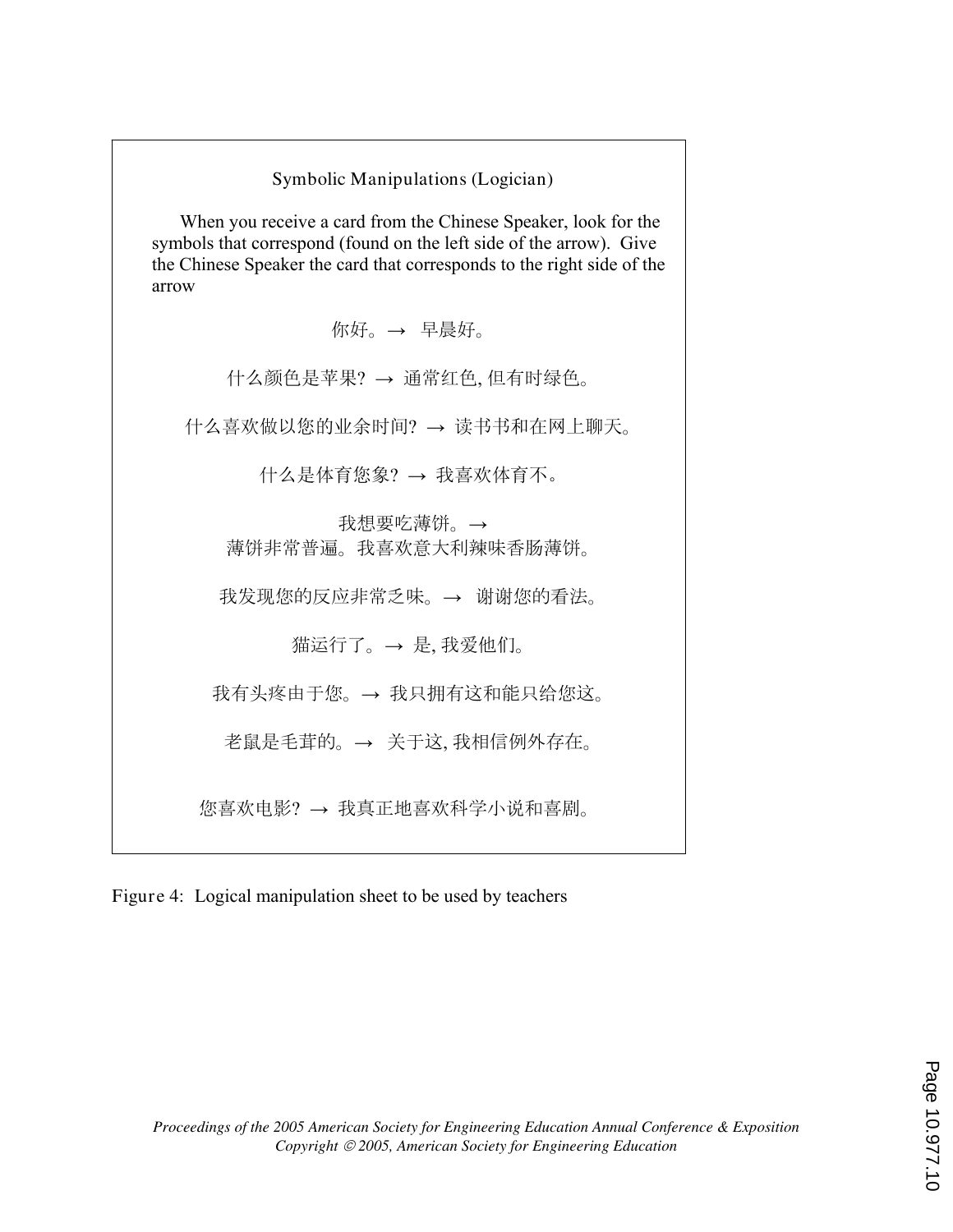Symbolic Manipulations (Logician)

When you receive a card from the Chinese Speaker, look for the symbols that correspond (found on the left side of the arrow). Give the Chinese Speaker the card that corresponds to the right side of the arrow

你好。→ 早晨好。

什么颜色是苹果? → 通常红色, 但有时绿色。

什么喜欢做以您的业余时间? → 读书书和在网上聊天。

什么是体育您象? → 我喜欢体育不。

我想要吃薄饼。→
薄饼非常普遍。我喜欢意大利辣味香肠薄饼。

我发现您的反应非常乏味。→ 谢谢您的看法。

猫运行了。→ 是, 我爱他们。

我有头疼由于您。→ 我只拥有这和能只给您这。

老鼠是毛茸的。→ 关于这, 我相信例外存在。

您喜欢电影? → 我真正地喜欢科学小说和喜剧。

Figure 4: Logical manipulation sheet to be used by teachers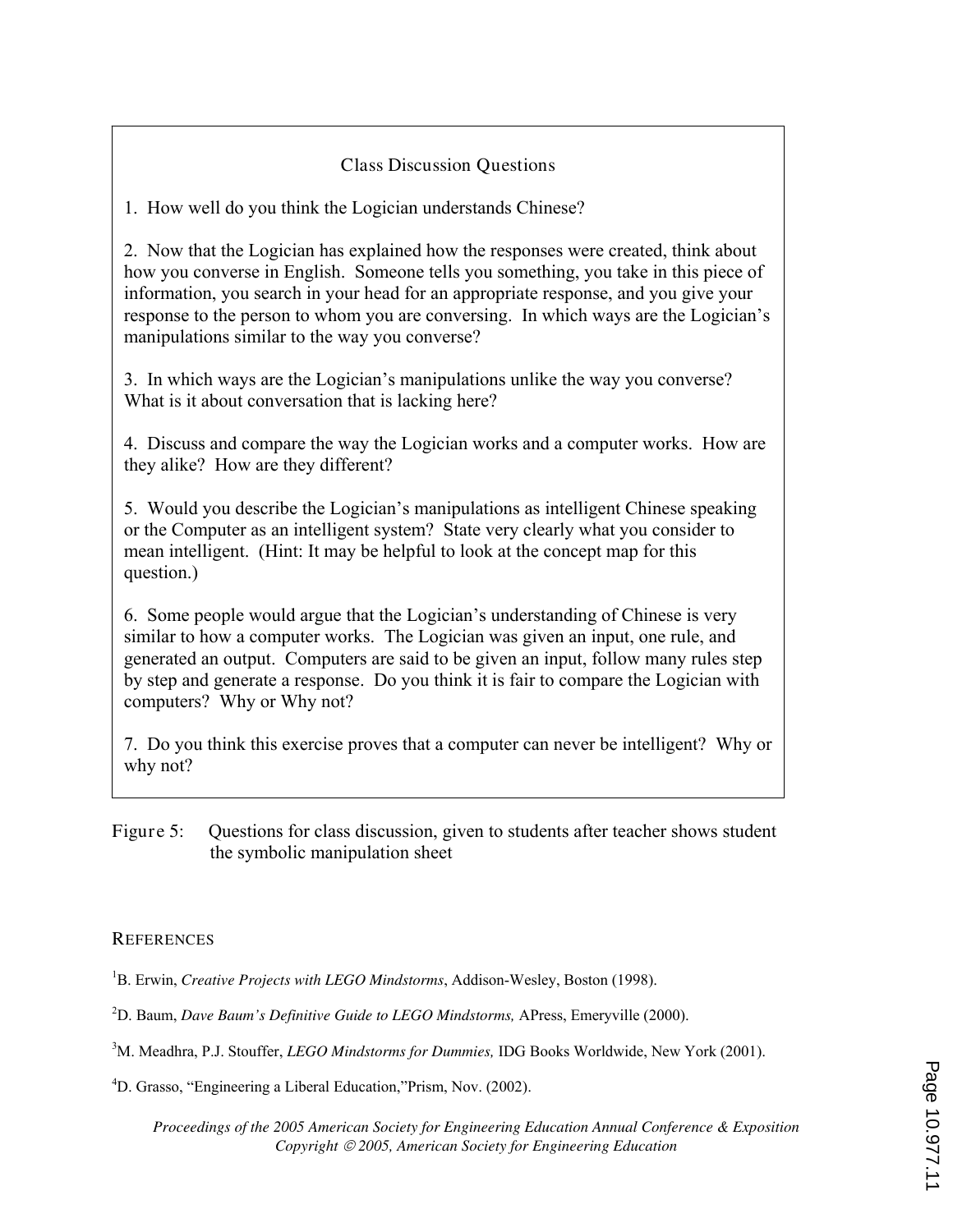Class Discussion Questions

1. How well do you think the Logician understands Chinese?

2. Now that the Logician has explained how the responses were created, think about how you converse in English. Someone tells you something, you take in this piece of information, you search in your head for an appropriate response, and you give your response to the person to whom you are conversing. In which ways are the Logician's manipulations similar to the way you converse?

3. In which ways are the Logician's manipulations unlike the way you converse? What is it about conversation that is lacking here?

4. Discuss and compare the way the Logician works and a computer works. How are they alike? How are they different?

5. Would you describe the Logician's manipulations as intelligent Chinese speaking or the Computer as an intelligent system? State very clearly what you consider to mean intelligent. (Hint: It may be helpful to look at the concept map for this question.)

6. Some people would argue that the Logician's understanding of Chinese is very similar to how a computer works. The Logician was given an input, one rule, and generated an output. Computers are said to be given an input, follow many rules step by step and generate a response. Do you think it is fair to compare the Logician with computers? Why or Why not?

7. Do you think this exercise proves that a computer can never be intelligent? Why or why not?

Figure 5: Questions for class discussion, given to students after teacher shows student the symbolic manipulation sheet

## REFERENCES

[1] B. Erwin, *Creative Projects with LEGO Mindstorms*, Addison-Wesley, Boston (1998).

[2] D. Baum, *Dave Baum's Definitive Guide to LEGO Mindstorms,* APress, Emeryville (2000).

[3] M. Meadhra, P.J. Stouffer, *LEGO Mindstorms for Dummies,* IDG Books Worldwide, New York (2001).

[4] D. Grasso, "Engineering a Liberal Education,"Prism, Nov. (2002).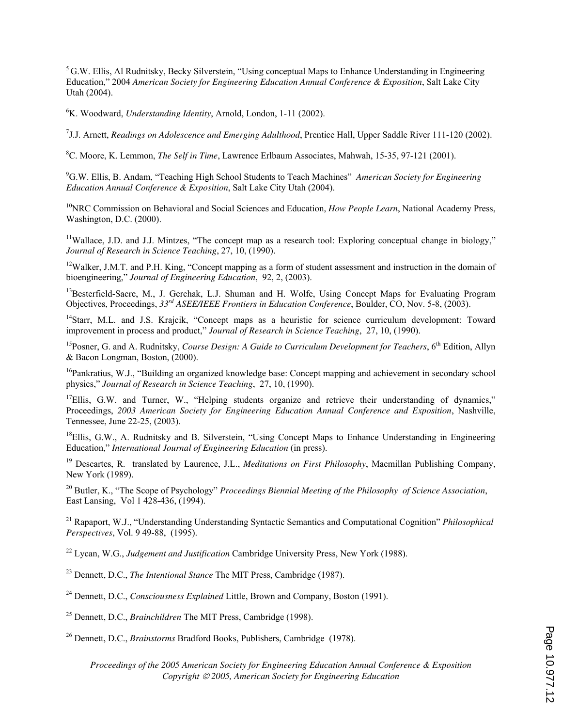[5] G.W. Ellis, Al Rudnitsky, Becky Silverstein, "Using conceptual Maps to Enhance Understanding in Engineering Education," 2004 *American Society for Engineering Education Annual Conference & Exposition*, Salt Lake City Utah (2004).

[6] K. Woodward, *Understanding Identity*, Arnold, London, 1-11 (2002).

[7] J.J. Arnett, *Readings on Adolescence and Emerging Adulthood*, Prentice Hall, Upper Saddle River 111-120 (2002).

[8] C. Moore, K. Lemmon, *The Self in Time*, Lawrence Erlbaum Associates, Mahwah, 15-35, 97-121 (2001).

[9] G.W. Ellis, B. Andam, "Teaching High School Students to Teach Machines" *American Society for Engineering Education Annual Conference & Exposition*, Salt Lake City Utah (2004).

[10] NRC Commission on Behavioral and Social Sciences and Education, *How People Learn*, National Academy Press, Washington, D.C. (2000).

[11] Wallace, J.D. and J.J. Mintzes, "The concept map as a research tool: Exploring conceptual change in biology," *Journal of Research in Science Teaching*, 27, 10, (1990).

[12] Walker, J.M.T. and P.H. King, "Concept mapping as a form of student assessment and instruction in the domain of bioengineering," *Journal of Engineering Education*, 92, 2, (2003).

[13] Besterfield-Sacre, M., J. Gerchak, L.J. Shuman and H. Wolfe, Using Concept Maps for Evaluating Program Objectives, Proceedings, *33rd ASEE/IEEE Frontiers in Education Conference*, Boulder, CO, Nov. 5-8, (2003).

[14] Starr, M.L. and J.S. Krajcik, "Concept maps as a heuristic for science curriculum development: Toward improvement in process and product," *Journal of Research in Science Teaching*, 27, 10, (1990).

[15] Posner, G. and A. Rudnitsky, *Course Design: A Guide to Curriculum Development for Teachers*, 6th Edition, Allyn & Bacon Longman, Boston, (2000).

[16] Pankratius, W.J., "Building an organized knowledge base: Concept mapping and achievement in secondary school physics," *Journal of Research in Science Teaching*, 27, 10, (1990).

[17] Ellis, G.W. and Turner, W., "Helping students organize and retrieve their understanding of dynamics," Proceedings, *2003 American Society for Engineering Education Annual Conference and Exposition*, Nashville, Tennessee, June 22-25, (2003).

[18] Ellis, G.W., A. Rudnitsky and B. Silverstein, "Using Concept Maps to Enhance Understanding in Engineering Education," *International Journal of Engineering Education* (in press).

[19] Descartes, R. translated by Laurence, J.L., *Meditations on First Philosophy*, Macmillan Publishing Company, New York (1989).

[20] Butler, K., "The Scope of Psychology" *Proceedings Biennial Meeting of the Philosophy of Science Association*, East Lansing, Vol 1 428-436, (1994).

[21] Rapaport, W.J., "Understanding Understanding Syntactic Semantics and Computational Cognition" *Philosophical Perspectives*, Vol. 9 49-88, (1995).

[22] Lycan, W.G., *Judgement and Justification* Cambridge University Press, New York (1988).

[23] Dennett, D.C., *The Intentional Stance* The MIT Press, Cambridge (1987).

[24] Dennett, D.C., *Consciousness Explained* Little, Brown and Company, Boston (1991).

[25] Dennett, D.C., *Brainchildren* The MIT Press, Cambridge (1998).

[26] Dennett, D.C., *Brainstorms* Bradford Books, Publishers, Cambridge (1978).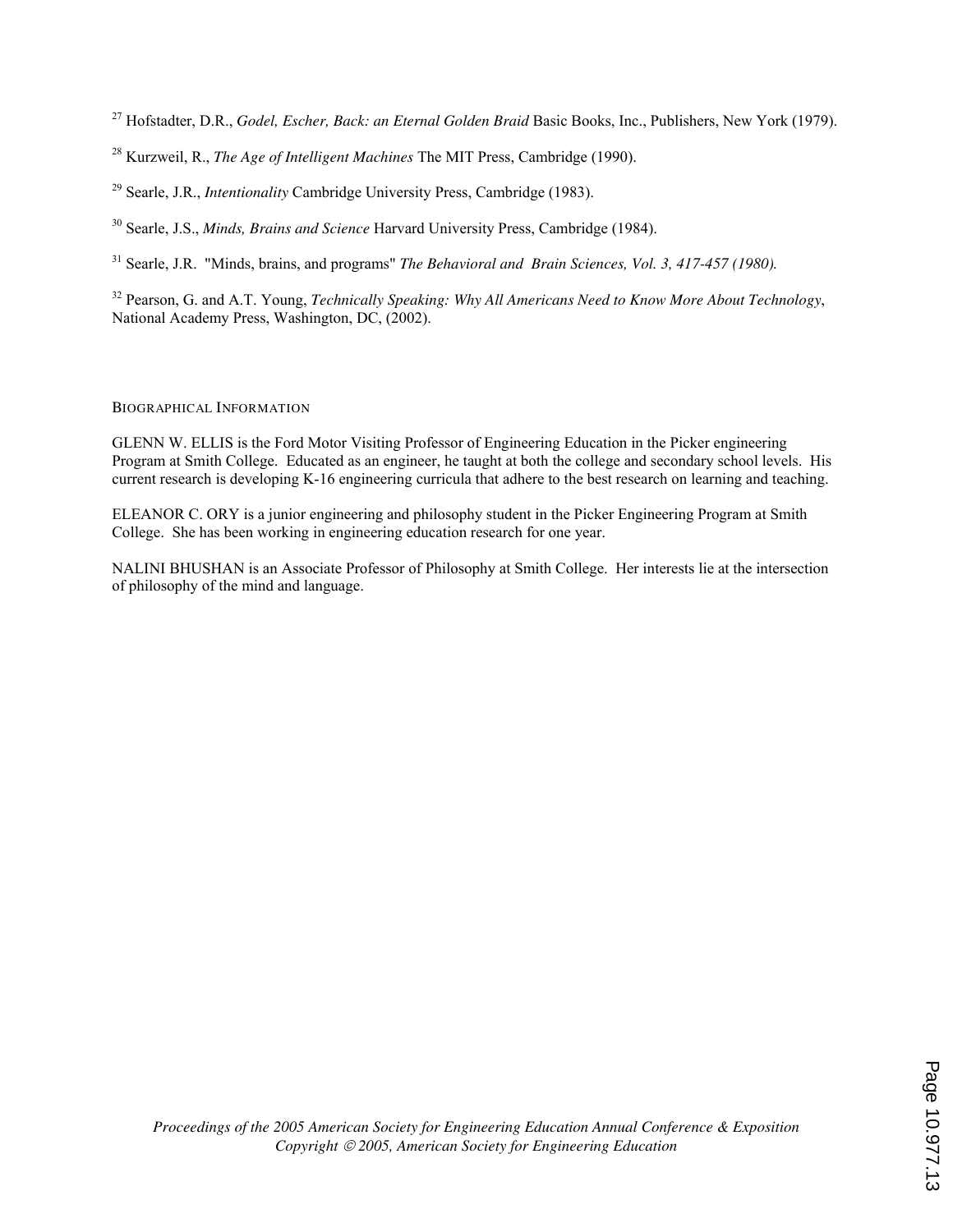[27] Hofstadter, D.R., *Godel, Escher, Back: an Eternal Golden Braid* Basic Books, Inc., Publishers, New York (1979).

[28] Kurzweil, R., *The Age of Intelligent Machines* The MIT Press, Cambridge (1990).

[29] Searle, J.R., *Intentionality* Cambridge University Press, Cambridge (1983).

[30] Searle, J.S., *Minds, Brains and Science* Harvard University Press, Cambridge (1984).

[31] Searle, J.R. "Minds, brains, and programs" *The Behavioral and Brain Sciences, Vol. 3, 417-457 (1980).*

[32] Pearson, G. and A.T. Young, *Technically Speaking: Why All Americans Need to Know More About Technology*, National Academy Press, Washington, DC, (2002).

## Biographical Information

GLENN W. ELLIS is the Ford Motor Visiting Professor of Engineering Education in the Picker engineering Program at Smith College. Educated as an engineer, he taught at both the college and secondary school levels. His current research is developing K-16 engineering curricula that adhere to the best research on learning and teaching.

ELEANOR C. ORY is a junior engineering and philosophy student in the Picker Engineering Program at Smith College. She has been working in engineering education research for one year.

NALINI BHUSHAN is an Associate Professor of Philosophy at Smith College. Her interests lie at the intersection of philosophy of the mind and language.